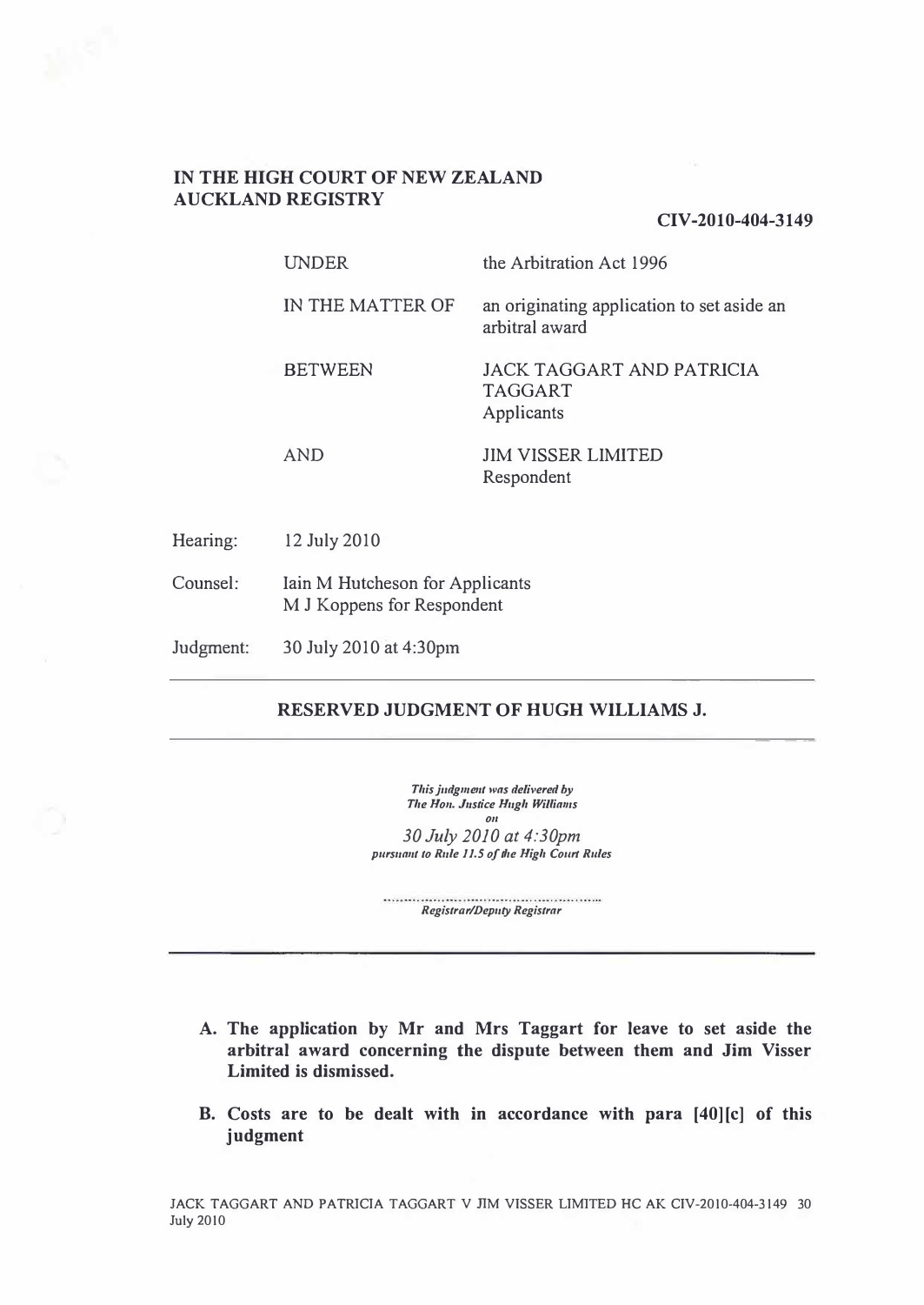**IN THE HIGH COURT OF NEW ZEALAND**
**AUCKLAND REGISTRY**

**CIV-2010-404-3149**

| | |
|---|---|
| UNDER | the Arbitration Act 1996 |
| IN THE MATTER OF | an originating application to set aside an arbitral award |
| BETWEEN | JACK TAGGART AND PATRICIA TAGGART<br>Applicants |
| AND | JIM VISSER LIMITED<br>Respondent |

Hearing: 12 July 2010

Counsel: Iain M Hutcheson for Applicants
M J Koppens for Respondent

Judgment: 30 July 2010 at 4:30pm

---

**RESERVED JUDGMENT OF HUGH WILLIAMS J.**

---

*This judgment was delivered by*
*The Hon. Justice Hugh Williams*
*on*
*30 July 2010 at 4:30pm*
*pursuant to Rule 11.5 of the High Court Rules*

..........................................................
*Registrar/Deputy Registrar*

---

**A. The application by Mr and Mrs Taggart for leave to set aside the arbitral award concerning the dispute between them and Jim Visser Limited is dismissed.**

**B. Costs are to be dealt with in accordance with para [40][c] of this judgment**

JACK TAGGART AND PATRICIA TAGGART V JIM VISSER LIMITED HC AK CIV-2010-404-3149 30 July 2010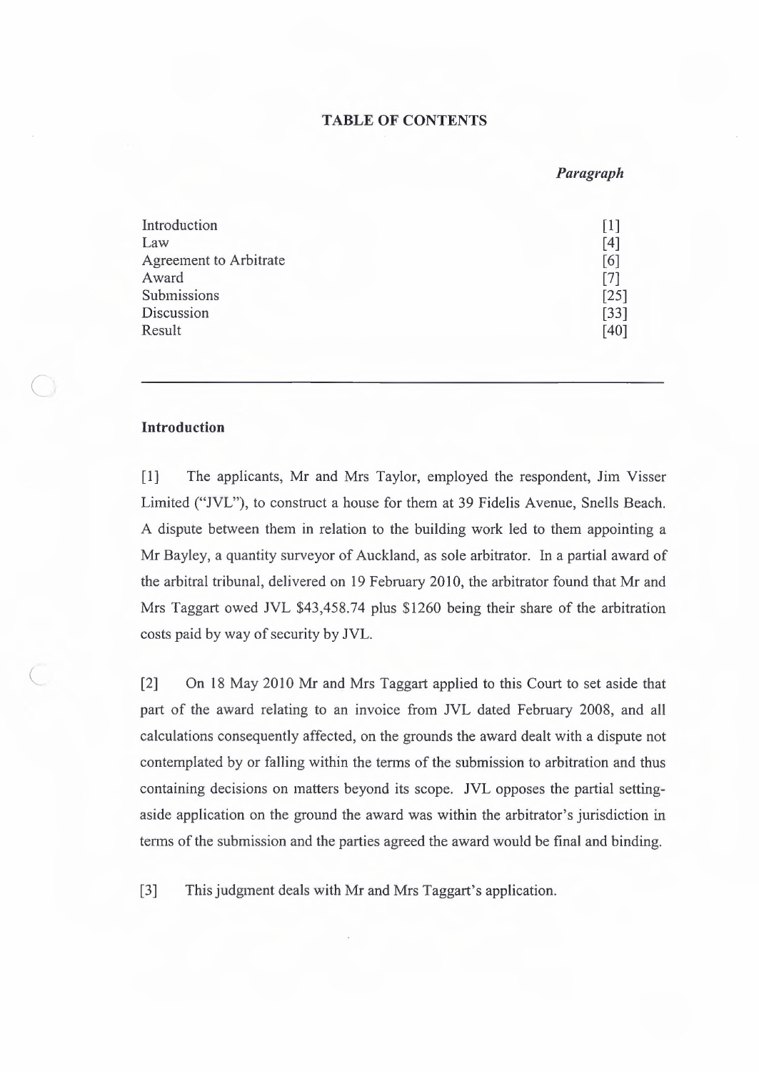**TABLE OF CONTENTS**

| | *Paragraph* |
|---|---|
| Introduction | [1] |
| Law | [4] |
| Agreement to Arbitrate | [6] |
| Award | [7] |
| Submissions | [25] |
| Discussion | [33] |
| Result | [40] |

---

**Introduction**

[1] The applicants, Mr and Mrs Taylor, employed the respondent, Jim Visser Limited ("JVL"), to construct a house for them at 39 Fidelis Avenue, Snells Beach. A dispute between them in relation to the building work led to them appointing a Mr Bayley, a quantity surveyor of Auckland, as sole arbitrator. In a partial award of the arbitral tribunal, delivered on 19 February 2010, the arbitrator found that Mr and Mrs Taggart owed JVL $43,458.74 plus $1260 being their share of the arbitration costs paid by way of security by JVL.

[2] On 18 May 2010 Mr and Mrs Taggart applied to this Court to set aside that part of the award relating to an invoice from JVL dated February 2008, and all calculations consequently affected, on the grounds the award dealt with a dispute not contemplated by or falling within the terms of the submission to arbitration and thus containing decisions on matters beyond its scope. JVL opposes the partial setting-aside application on the ground the award was within the arbitrator's jurisdiction in terms of the submission and the parties agreed the award would be final and binding.

[3] This judgment deals with Mr and Mrs Taggart's application.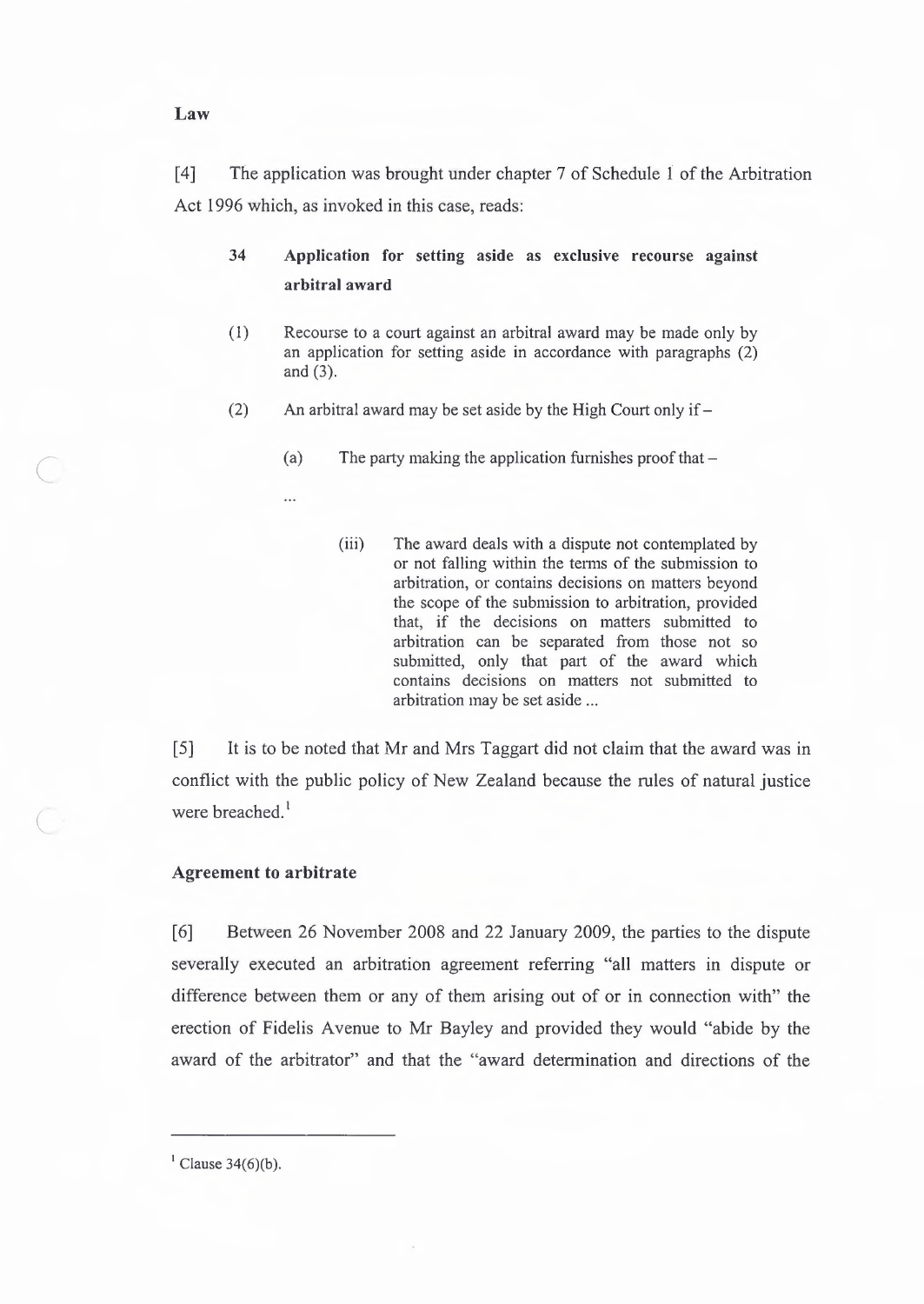**Law**

[4] The application was brought under chapter 7 of Schedule 1 of the Arbitration Act 1996 which, as invoked in this case, reads:

> **34 Application for setting aside as exclusive recourse against arbitral award**
>
> (1) Recourse to a court against an arbitral award may be made only by an application for setting aside in accordance with paragraphs (2) and (3).
>
> (2) An arbitral award may be set aside by the High Court only if –
>
> (a) The party making the application furnishes proof that –
>
> ...
>
> (iii) The award deals with a dispute not contemplated by or not falling within the terms of the submission to arbitration, or contains decisions on matters beyond the scope of the submission to arbitration, provided that, if the decisions on matters submitted to arbitration can be separated from those not so submitted, only that part of the award which contains decisions on matters not submitted to arbitration may be set aside ...

[5] It is to be noted that Mr and Mrs Taggart did not claim that the award was in conflict with the public policy of New Zealand because the rules of natural justice were breached.[1]

**Agreement to arbitrate**

[6] Between 26 November 2008 and 22 January 2009, the parties to the dispute severally executed an arbitration agreement referring "all matters in dispute or difference between them or any of them arising out of or in connection with" the erection of Fidelis Avenue to Mr Bayley and provided they would "abide by the award of the arbitrator" and that the "award determination and directions of the

---

[1] Clause 34(6)(b).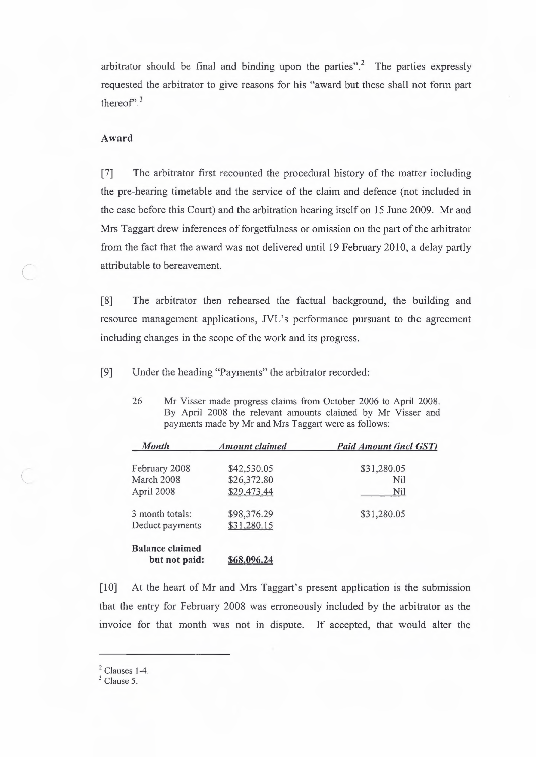arbitrator should be final and binding upon the parties".[2] The parties expressly requested the arbitrator to give reasons for his "award but these shall not form part thereof".[3]

### Award

[7] The arbitrator first recounted the procedural history of the matter including the pre-hearing timetable and the service of the claim and defence (not included in the case before this Court) and the arbitration hearing itself on 15 June 2009. Mr and Mrs Taggart drew inferences of forgetfulness or omission on the part of the arbitrator from the fact that the award was not delivered until 19 February 2010, a delay partly attributable to bereavement.

[8] The arbitrator then rehearsed the factual background, the building and resource management applications, JVL's performance pursuant to the agreement including changes in the scope of the work and its progress.

[9] Under the heading "Payments" the arbitrator recorded:

> 26 Mr Visser made progress claims from October 2006 to April 2008. By April 2008 the relevant amounts claimed by Mr Visser and payments made by Mr and Mrs Taggart were as follows:

| *Month* | *Amount claimed* | *Paid Amount (incl GST)* |
|---|---|---|
| February 2008 | $42,530.05 | $31,280.05 |
| March 2008 | $26,372.80 | Nil |
| April 2008 | $29,473.44 | Nil |
| 3 month totals: | $98,376.29 | $31,280.05 |
| Deduct payments | $31,280.15 | |
| **Balance claimed but not paid:** | **$68,096.24** | |

[10] At the heart of Mr and Mrs Taggart's present application is the submission that the entry for February 2008 was erroneously included by the arbitrator as the invoice for that month was not in dispute. If accepted, that would alter the

---

[2] Clauses 1-4.

[3] Clause 5.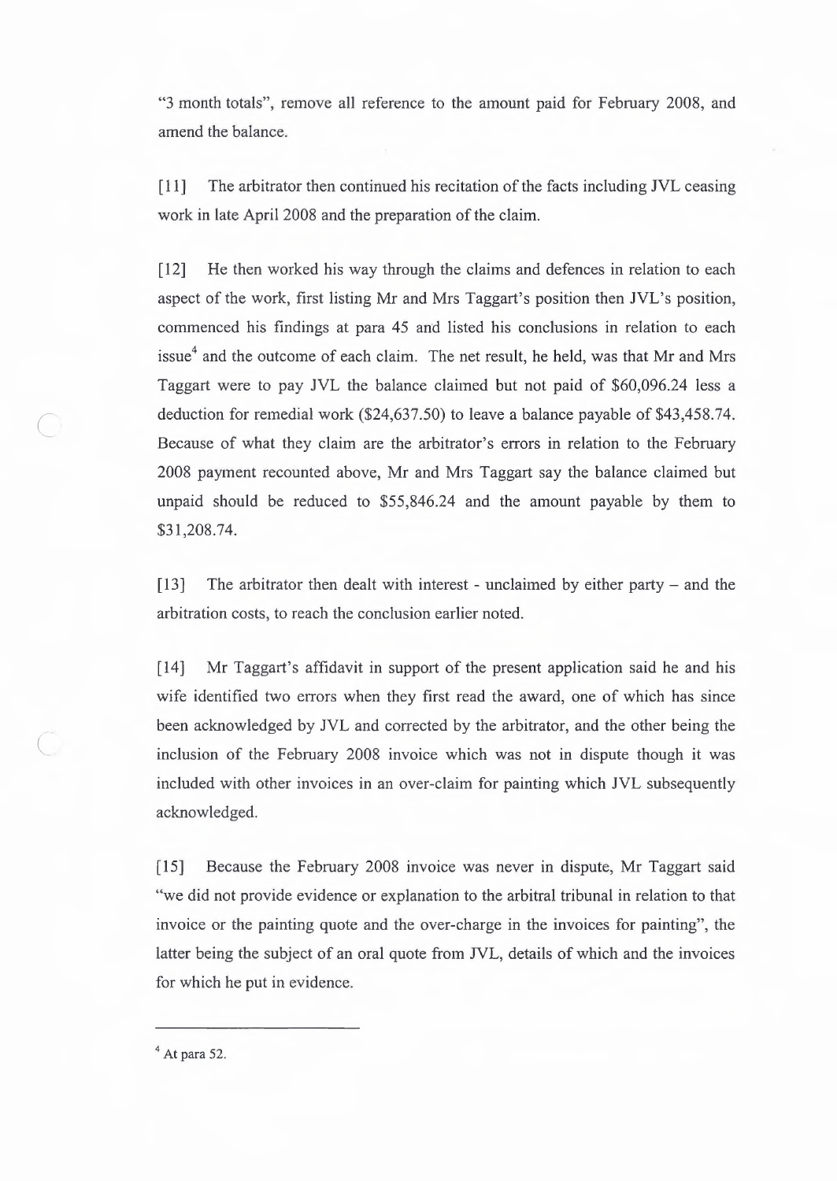"3 month totals", remove all reference to the amount paid for February 2008, and amend the balance.

[11] The arbitrator then continued his recitation of the facts including JVL ceasing work in late April 2008 and the preparation of the claim.

[12] He then worked his way through the claims and defences in relation to each aspect of the work, first listing Mr and Mrs Taggart's position then JVL's position, commenced his findings at para 45 and listed his conclusions in relation to each issue[4] and the outcome of each claim. The net result, he held, was that Mr and Mrs Taggart were to pay JVL the balance claimed but not paid of $60,096.24 less a deduction for remedial work ($24,637.50) to leave a balance payable of $43,458.74. Because of what they claim are the arbitrator's errors in relation to the February 2008 payment recounted above, Mr and Mrs Taggart say the balance claimed but unpaid should be reduced to $55,846.24 and the amount payable by them to $31,208.74.

[13] The arbitrator then dealt with interest - unclaimed by either party – and the arbitration costs, to reach the conclusion earlier noted.

[14] Mr Taggart's affidavit in support of the present application said he and his wife identified two errors when they first read the award, one of which has since been acknowledged by JVL and corrected by the arbitrator, and the other being the inclusion of the February 2008 invoice which was not in dispute though it was included with other invoices in an over-claim for painting which JVL subsequently acknowledged.

[15] Because the February 2008 invoice was never in dispute, Mr Taggart said "we did not provide evidence or explanation to the arbitral tribunal in relation to that invoice or the painting quote and the over-charge in the invoices for painting", the latter being the subject of an oral quote from JVL, details of which and the invoices for which he put in evidence.

---

[4] At para 52.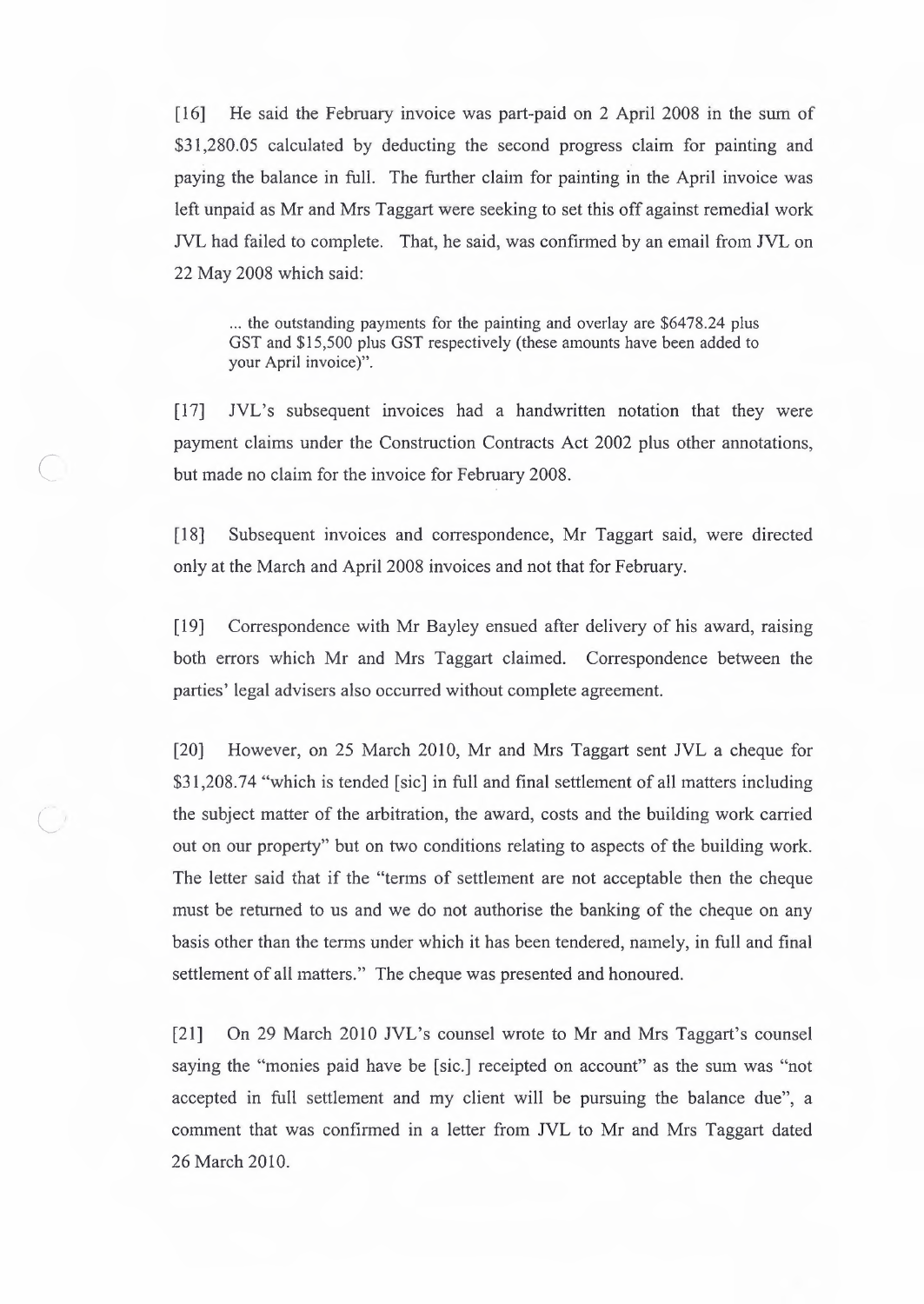[16] He said the February invoice was part-paid on 2 April 2008 in the sum of $31,280.05 calculated by deducting the second progress claim for painting and paying the balance in full. The further claim for painting in the April invoice was left unpaid as Mr and Mrs Taggart were seeking to set this off against remedial work JVL had failed to complete. That, he said, was confirmed by an email from JVL on 22 May 2008 which said:

> ... the outstanding payments for the painting and overlay are $6478.24 plus GST and $15,500 plus GST respectively (these amounts have been added to your April invoice)".

[17] JVL's subsequent invoices had a handwritten notation that they were payment claims under the Construction Contracts Act 2002 plus other annotations, but made no claim for the invoice for February 2008.

[18] Subsequent invoices and correspondence, Mr Taggart said, were directed only at the March and April 2008 invoices and not that for February.

[19] Correspondence with Mr Bayley ensued after delivery of his award, raising both errors which Mr and Mrs Taggart claimed. Correspondence between the parties' legal advisers also occurred without complete agreement.

[20] However, on 25 March 2010, Mr and Mrs Taggart sent JVL a cheque for $31,208.74 "which is tended [sic] in full and final settlement of all matters including the subject matter of the arbitration, the award, costs and the building work carried out on our property" but on two conditions relating to aspects of the building work. The letter said that if the "terms of settlement are not acceptable then the cheque must be returned to us and we do not authorise the banking of the cheque on any basis other than the terms under which it has been tendered, namely, in full and final settlement of all matters." The cheque was presented and honoured.

[21] On 29 March 2010 JVL's counsel wrote to Mr and Mrs Taggart's counsel saying the "monies paid have be [sic.] receipted on account" as the sum was "not accepted in full settlement and my client will be pursuing the balance due", a comment that was confirmed in a letter from JVL to Mr and Mrs Taggart dated 26 March 2010.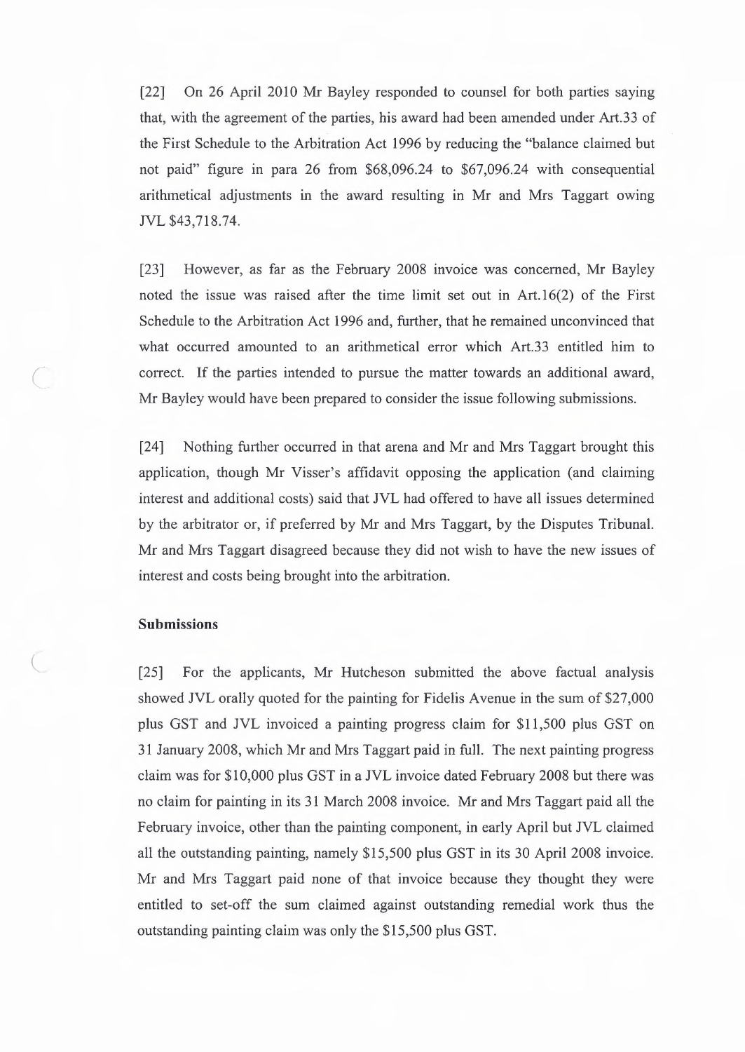[22] On 26 April 2010 Mr Bayley responded to counsel for both parties saying that, with the agreement of the parties, his award had been amended under Art.33 of the First Schedule to the Arbitration Act 1996 by reducing the "balance claimed but not paid" figure in para 26 from $68,096.24 to $67,096.24 with consequential arithmetical adjustments in the award resulting in Mr and Mrs Taggart owing JVL $43,718.74.

[23] However, as far as the February 2008 invoice was concerned, Mr Bayley noted the issue was raised after the time limit set out in Art.16(2) of the First Schedule to the Arbitration Act 1996 and, further, that he remained unconvinced that what occurred amounted to an arithmetical error which Art.33 entitled him to correct. If the parties intended to pursue the matter towards an additional award, Mr Bayley would have been prepared to consider the issue following submissions.

[24] Nothing further occurred in that arena and Mr and Mrs Taggart brought this application, though Mr Visser's affidavit opposing the application (and claiming interest and additional costs) said that JVL had offered to have all issues determined by the arbitrator or, if preferred by Mr and Mrs Taggart, by the Disputes Tribunal. Mr and Mrs Taggart disagreed because they did not wish to have the new issues of interest and costs being brought into the arbitration.

**Submissions**

[25] For the applicants, Mr Hutcheson submitted the above factual analysis showed JVL orally quoted for the painting for Fidelis Avenue in the sum of $27,000 plus GST and JVL invoiced a painting progress claim for $11,500 plus GST on 31 January 2008, which Mr and Mrs Taggart paid in full. The next painting progress claim was for $10,000 plus GST in a JVL invoice dated February 2008 but there was no claim for painting in its 31 March 2008 invoice. Mr and Mrs Taggart paid all the February invoice, other than the painting component, in early April but JVL claimed all the outstanding painting, namely $15,500 plus GST in its 30 April 2008 invoice. Mr and Mrs Taggart paid none of that invoice because they thought they were entitled to set-off the sum claimed against outstanding remedial work thus the outstanding painting claim was only the $15,500 plus GST.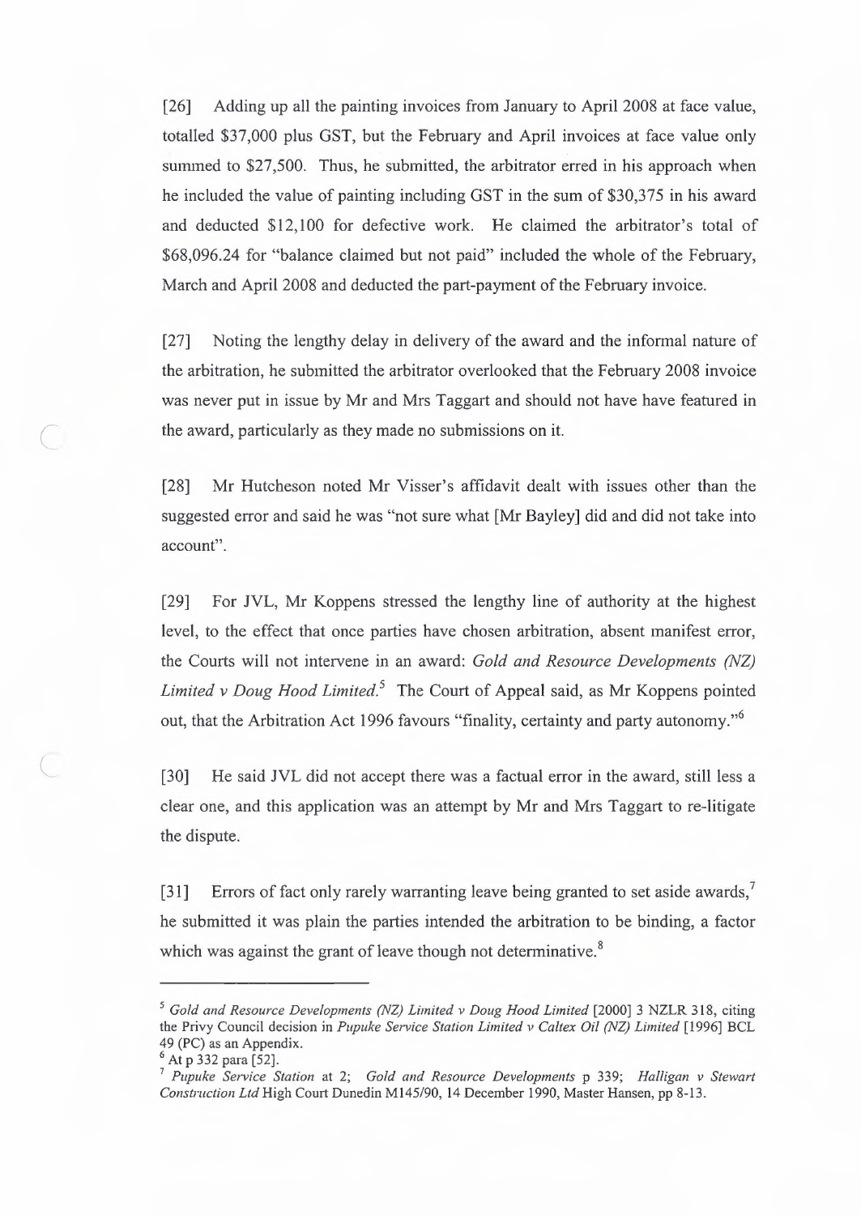[26] Adding up all the painting invoices from January to April 2008 at face value, totalled $37,000 plus GST, but the February and April invoices at face value only summed to $27,500. Thus, he submitted, the arbitrator erred in his approach when he included the value of painting including GST in the sum of $30,375 in his award and deducted $12,100 for defective work. He claimed the arbitrator's total of $68,096.24 for "balance claimed but not paid" included the whole of the February, March and April 2008 and deducted the part-payment of the February invoice.

[27] Noting the lengthy delay in delivery of the award and the informal nature of the arbitration, he submitted the arbitrator overlooked that the February 2008 invoice was never put in issue by Mr and Mrs Taggart and should not have have featured in the award, particularly as they made no submissions on it.

[28] Mr Hutcheson noted Mr Visser's affidavit dealt with issues other than the suggested error and said he was "not sure what [Mr Bayley] did and did not take into account".

[29] For JVL, Mr Koppens stressed the lengthy line of authority at the highest level, to the effect that once parties have chosen arbitration, absent manifest error, the Courts will not intervene in an award: *Gold and Resource Developments (NZ) Limited v Doug Hood Limited*.[5] The Court of Appeal said, as Mr Koppens pointed out, that the Arbitration Act 1996 favours "finality, certainty and party autonomy."[6]

[30] He said JVL did not accept there was a factual error in the award, still less a clear one, and this application was an attempt by Mr and Mrs Taggart to re-litigate the dispute.

[31] Errors of fact only rarely warranting leave being granted to set aside awards,[7] he submitted it was plain the parties intended the arbitration to be binding, a factor which was against the grant of leave though not determinative.[8]

---

[5] *Gold and Resource Developments (NZ) Limited v Doug Hood Limited* [2000] 3 NZLR 318, citing the Privy Council decision in *Pupuke Service Station Limited v Caltex Oil (NZ) Limited* [1996] BCL 49 (PC) as an Appendix.

[6] At p 332 para [52].

[7] *Pupuke Service Station* at 2; *Gold and Resource Developments* p 339; *Halligan v Stewart Construction Ltd* High Court Dunedin M145/90, 14 December 1990, Master Hansen, pp 8-13.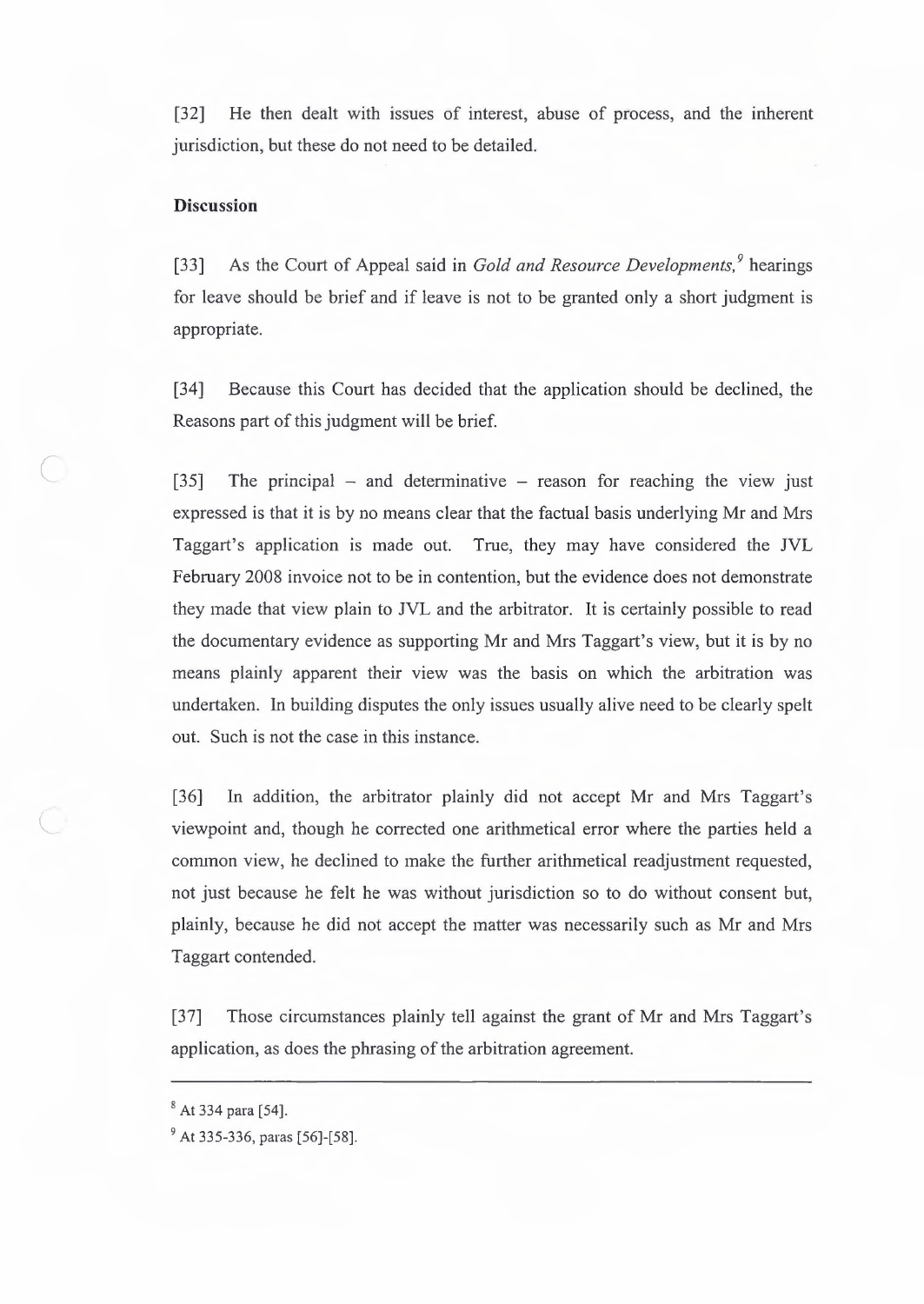[32] He then dealt with issues of interest, abuse of process, and the inherent jurisdiction, but these do not need to be detailed.

**Discussion**

[33] As the Court of Appeal said in *Gold and Resource Developments,*[9] hearings for leave should be brief and if leave is not to be granted only a short judgment is appropriate.

[34] Because this Court has decided that the application should be declined, the Reasons part of this judgment will be brief.

[35] The principal – and determinative – reason for reaching the view just expressed is that it is by no means clear that the factual basis underlying Mr and Mrs Taggart's application is made out. True, they may have considered the JVL February 2008 invoice not to be in contention, but the evidence does not demonstrate they made that view plain to JVL and the arbitrator. It is certainly possible to read the documentary evidence as supporting Mr and Mrs Taggart's view, but it is by no means plainly apparent their view was the basis on which the arbitration was undertaken. In building disputes the only issues usually alive need to be clearly spelt out. Such is not the case in this instance.

[36] In addition, the arbitrator plainly did not accept Mr and Mrs Taggart's viewpoint and, though he corrected one arithmetical error where the parties held a common view, he declined to make the further arithmetical readjustment requested, not just because he felt he was without jurisdiction so to do without consent but, plainly, because he did not accept the matter was necessarily such as Mr and Mrs Taggart contended.

[37] Those circumstances plainly tell against the grant of Mr and Mrs Taggart's application, as does the phrasing of the arbitration agreement.

---

[8] At 334 para [54].

[9] At 335-336, paras [56]-[58].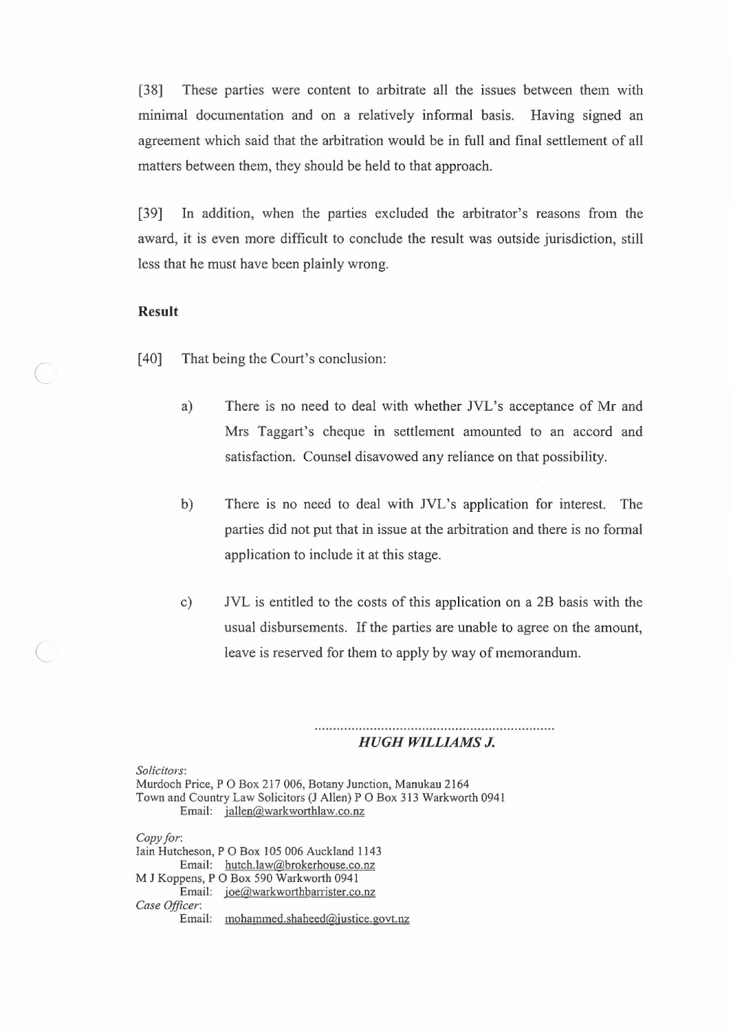[38] These parties were content to arbitrate all the issues between them with minimal documentation and on a relatively informal basis. Having signed an agreement which said that the arbitration would be in full and final settlement of all matters between them, they should be held to that approach.

[39] In addition, when the parties excluded the arbitrator's reasons from the award, it is even more difficult to conclude the result was outside jurisdiction, still less that he must have been plainly wrong.

**Result**

[40] That being the Court's conclusion:

a) There is no need to deal with whether JVL's acceptance of Mr and Mrs Taggart's cheque in settlement amounted to an accord and satisfaction. Counsel disavowed any reliance on that possibility.

b) There is no need to deal with JVL's application for interest. The parties did not put that in issue at the arbitration and there is no formal application to include it at this stage.

c) JVL is entitled to the costs of this application on a 2B basis with the usual disbursements. If the parties are unable to agree on the amount, leave is reserved for them to apply by way of memorandum.

................................................................

***HUGH WILLIAMS J.***

*Solicitors*:
Murdoch Price, P O Box 217 006, Botany Junction, Manukau 2164
Town and Country Law Solicitors (J Allen) P O Box 313 Warkworth 0941
Email: jallen@warkworthlaw.co.nz

*Copy for*:
Iain Hutcheson, P O Box 105 006 Auckland 1143
Email: hutch.law@brokerhouse.co.nz
M J Koppens, P O Box 590 Warkworth 0941
Email: joe@warkworthbarrister.co.nz
*Case Officer*:
Email: mohammed.shaheed@justice.govt.nz